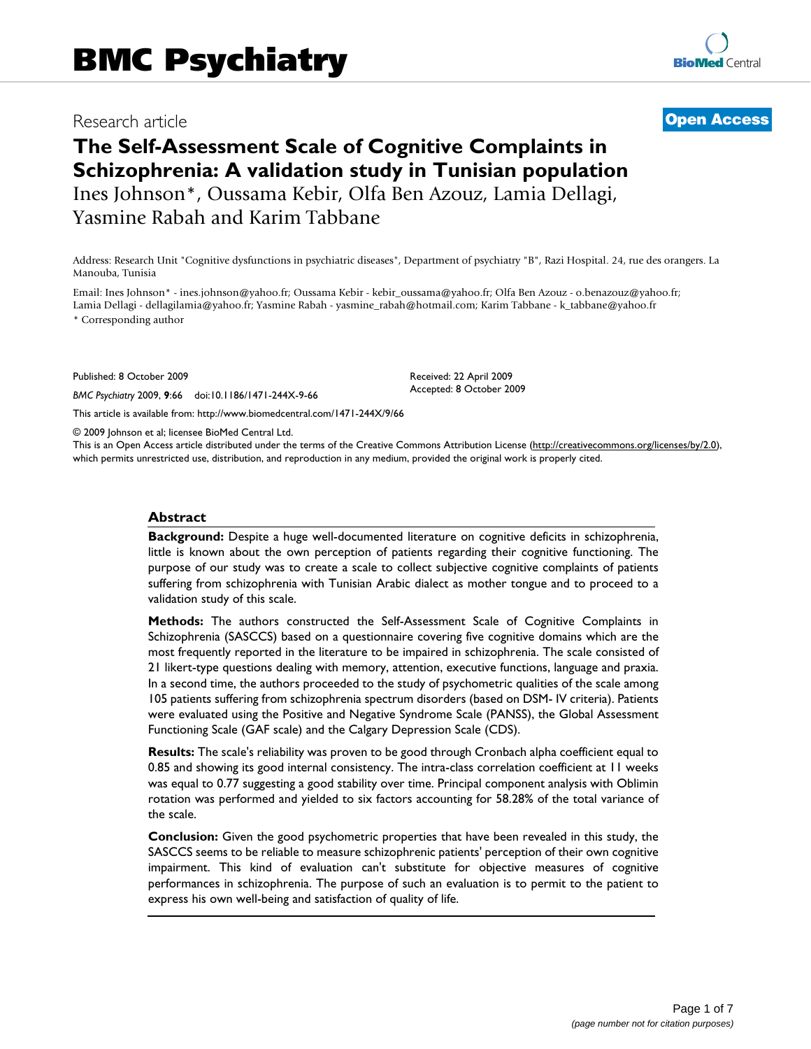Research article

**Open Access**

# The Self-Assessment Scale of Cognitive Complaints in Schizophrenia: A validation study in Tunisian population

Ines Johnson*, Oussama Kebir, Olfa Ben Azouz, Lamia Dellagi, Yasmine Rabah and Karim Tabbane

Address: Research Unit "Cognitive dysfunctions in psychiatric diseases", Department of psychiatry "B", Razi Hospital. 24, rue des orangers. La Manouba, Tunisia

Email: Ines Johnson* - ines.johnson@yahoo.fr; Oussama Kebir - kebir_oussama@yahoo.fr; Olfa Ben Azouz - o.benazouz@yahoo.fr; Lamia Dellagi - dellagilamia@yahoo.fr; Yasmine Rabah - yasmine_rabah@hotmail.com; Karim Tabbane - k_tabbane@yahoo.fr

* Corresponding author

Published: 8 October 2009

*BMC Psychiatry* 2009, **9**:66 doi:10.1186/1471-244X-9-66

Received: 22 April 2009
Accepted: 8 October 2009

This article is available from: http://www.biomedcentral.com/1471-244X/9/66

© 2009 Johnson et al; licensee BioMed Central Ltd.

This is an Open Access article distributed under the terms of the Creative Commons Attribution License (http://creativecommons.org/licenses/by/2.0), which permits unrestricted use, distribution, and reproduction in any medium, provided the original work is properly cited.

## Abstract

**Background:** Despite a huge well-documented literature on cognitive deficits in schizophrenia, little is known about the own perception of patients regarding their cognitive functioning. The purpose of our study was to create a scale to collect subjective cognitive complaints of patients suffering from schizophrenia with Tunisian Arabic dialect as mother tongue and to proceed to a validation study of this scale.

**Methods:** The authors constructed the Self-Assessment Scale of Cognitive Complaints in Schizophrenia (SASCCS) based on a questionnaire covering five cognitive domains which are the most frequently reported in the literature to be impaired in schizophrenia. The scale consisted of 21 likert-type questions dealing with memory, attention, executive functions, language and praxia. In a second time, the authors proceeded to the study of psychometric qualities of the scale among 105 patients suffering from schizophrenia spectrum disorders (based on DSM- IV criteria). Patients were evaluated using the Positive and Negative Syndrome Scale (PANSS), the Global Assessment Functioning Scale (GAF scale) and the Calgary Depression Scale (CDS).

**Results:** The scale's reliability was proven to be good through Cronbach alpha coefficient equal to 0.85 and showing its good internal consistency. The intra-class correlation coefficient at 11 weeks was equal to 0.77 suggesting a good stability over time. Principal component analysis with Oblimin rotation was performed and yielded to six factors accounting for 58.28% of the total variance of the scale.

**Conclusion:** Given the good psychometric properties that have been revealed in this study, the SASCCS seems to be reliable to measure schizophrenic patients' perception of their own cognitive impairment. This kind of evaluation can't substitute for objective measures of cognitive performances in schizophrenia. The purpose of such an evaluation is to permit to the patient to express his own well-being and satisfaction of quality of life.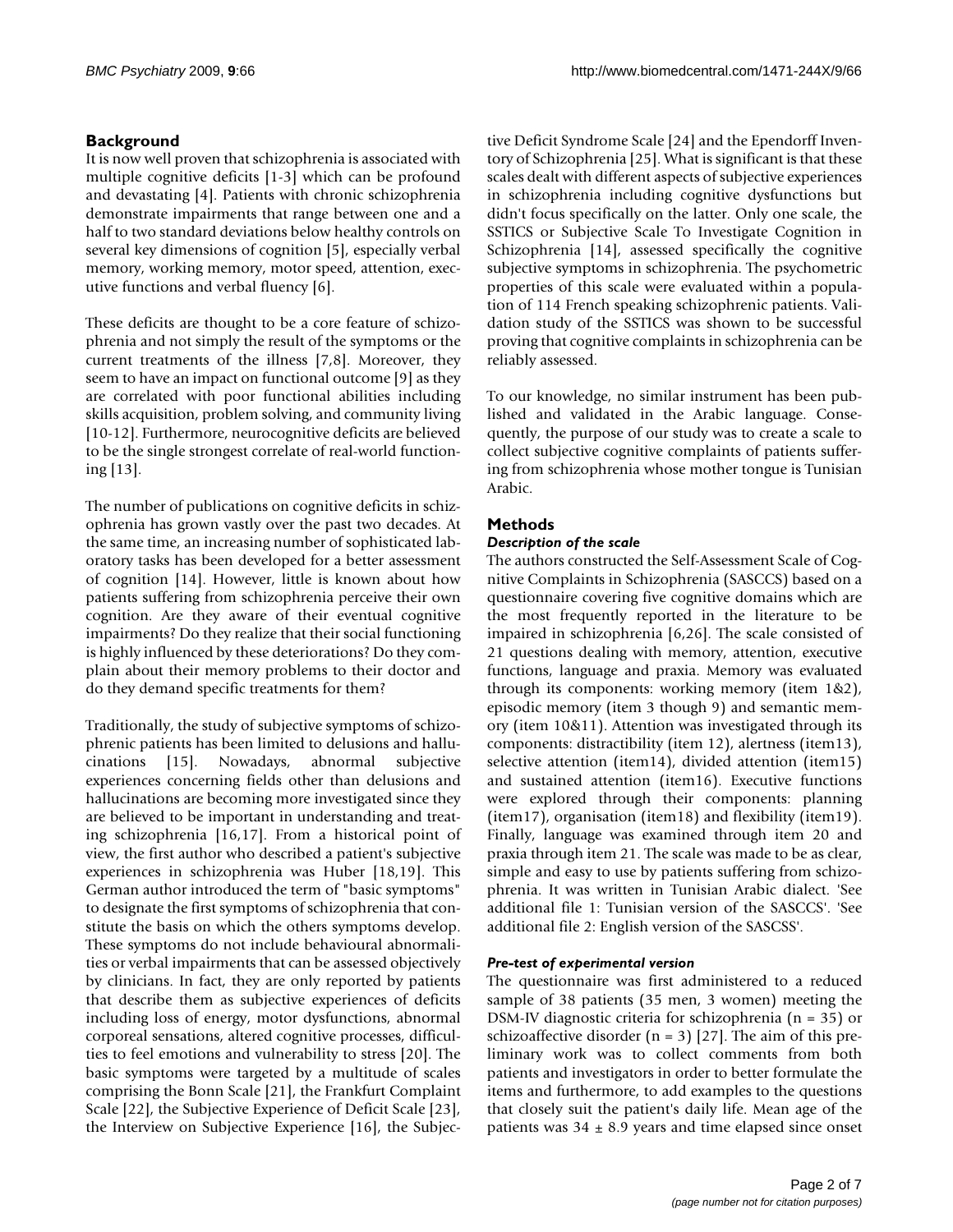## Background

It is now well proven that schizophrenia is associated with multiple cognitive deficits [1-3] which can be profound and devastating [4]. Patients with chronic schizophrenia demonstrate impairments that range between one and a half to two standard deviations below healthy controls on several key dimensions of cognition [5], especially verbal memory, working memory, motor speed, attention, executive functions and verbal fluency [6].

These deficits are thought to be a core feature of schizophrenia and not simply the result of the symptoms or the current treatments of the illness [7,8]. Moreover, they seem to have an impact on functional outcome [9] as they are correlated with poor functional abilities including skills acquisition, problem solving, and community living [10-12]. Furthermore, neurocognitive deficits are believed to be the single strongest correlate of real-world functioning [13].

The number of publications on cognitive deficits in schizophrenia has grown vastly over the past two decades. At the same time, an increasing number of sophisticated laboratory tasks has been developed for a better assessment of cognition [14]. However, little is known about how patients suffering from schizophrenia perceive their own cognition. Are they aware of their eventual cognitive impairments? Do they realize that their social functioning is highly influenced by these deteriorations? Do they complain about their memory problems to their doctor and do they demand specific treatments for them?

Traditionally, the study of subjective symptoms of schizophrenic patients has been limited to delusions and hallucinations [15]. Nowadays, abnormal subjective experiences concerning fields other than delusions and hallucinations are becoming more investigated since they are believed to be important in understanding and treating schizophrenia [16,17]. From a historical point of view, the first author who described a patient's subjective experiences in schizophrenia was Huber [18,19]. This German author introduced the term of "basic symptoms" to designate the first symptoms of schizophrenia that constitute the basis on which the others symptoms develop. These symptoms do not include behavioural abnormalities or verbal impairments that can be assessed objectively by clinicians. In fact, they are only reported by patients that describe them as subjective experiences of deficits including loss of energy, motor dysfunctions, abnormal corporeal sensations, altered cognitive processes, difficulties to feel emotions and vulnerability to stress [20]. The basic symptoms were targeted by a multitude of scales comprising the Bonn Scale [21], the Frankfurt Complaint Scale [22], the Subjective Experience of Deficit Scale [23], the Interview on Subjective Experience [16], the Subjective Deficit Syndrome Scale [24] and the Ependorff Inventory of Schizophrenia [25]. What is significant is that these scales dealt with different aspects of subjective experiences in schizophrenia including cognitive dysfunctions but didn't focus specifically on the latter. Only one scale, the SSTICS or Subjective Scale To Investigate Cognition in Schizophrenia [14], assessed specifically the cognitive subjective symptoms in schizophrenia. The psychometric properties of this scale were evaluated within a population of 114 French speaking schizophrenic patients. Validation study of the SSTICS was shown to be successful proving that cognitive complaints in schizophrenia can be reliably assessed.

To our knowledge, no similar instrument has been published and validated in the Arabic language. Consequently, the purpose of our study was to create a scale to collect subjective cognitive complaints of patients suffering from schizophrenia whose mother tongue is Tunisian Arabic.

## Methods

### *Description of the scale*

The authors constructed the Self-Assessment Scale of Cognitive Complaints in Schizophrenia (SASCCS) based on a questionnaire covering five cognitive domains which are the most frequently reported in the literature to be impaired in schizophrenia [6,26]. The scale consisted of 21 questions dealing with memory, attention, executive functions, language and praxia. Memory was evaluated through its components: working memory (item 1&2), episodic memory (item 3 though 9) and semantic memory (item 10&11). Attention was investigated through its components: distractibility (item 12), alertness (item13), selective attention (item14), divided attention (item15) and sustained attention (item16). Executive functions were explored through their components: planning (item17), organisation (item18) and flexibility (item19). Finally, language was examined through item 20 and praxia through item 21. The scale was made to be as clear, simple and easy to use by patients suffering from schizophrenia. It was written in Tunisian Arabic dialect. 'See additional file 1: Tunisian version of the SASCCS'. 'See additional file 2: English version of the SASCSS'.

### *Pre-test of experimental version*

The questionnaire was first administered to a reduced sample of 38 patients (35 men, 3 women) meeting the DSM-IV diagnostic criteria for schizophrenia (n = 35) or schizoaffective disorder (n = 3) [27]. The aim of this preliminary work was to collect comments from both patients and investigators in order to better formulate the items and furthermore, to add examples to the questions that closely suit the patient's daily life. Mean age of the patients was 34 ± 8.9 years and time elapsed since onset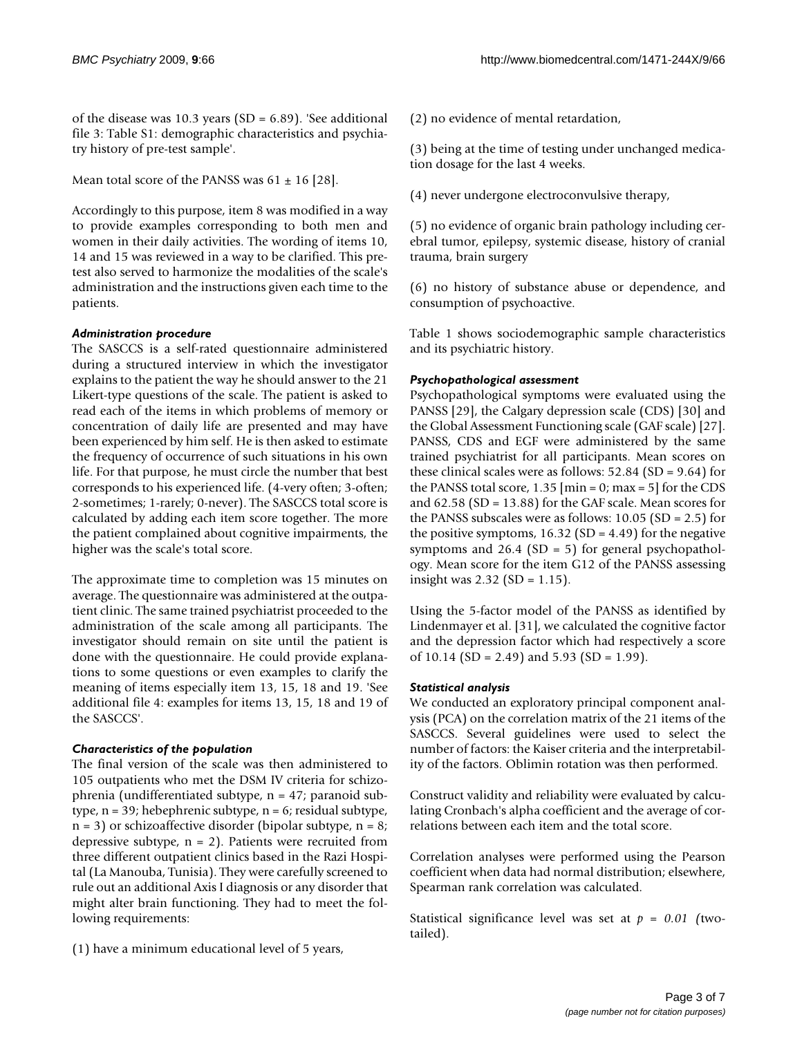of the disease was 10.3 years (SD = 6.89). 'See additional file 3: Table S1: demographic characteristics and psychiatry history of pre-test sample'.

Mean total score of the PANSS was 61 ± 16 [28].

Accordingly to this purpose, item 8 was modified in a way to provide examples corresponding to both men and women in their daily activities. The wording of items 10, 14 and 15 was reviewed in a way to be clarified. This pretest also served to harmonize the modalities of the scale's administration and the instructions given each time to the patients.

### *Administration procedure*

The SASCCS is a self-rated questionnaire administered during a structured interview in which the investigator explains to the patient the way he should answer to the 21 Likert-type questions of the scale. The patient is asked to read each of the items in which problems of memory or concentration of daily life are presented and may have been experienced by him self. He is then asked to estimate the frequency of occurrence of such situations in his own life. For that purpose, he must circle the number that best corresponds to his experienced life. (4-very often; 3-often; 2-sometimes; 1-rarely; 0-never). The SASCCS total score is calculated by adding each item score together. The more the patient complained about cognitive impairments, the higher was the scale's total score.

The approximate time to completion was 15 minutes on average. The questionnaire was administered at the outpatient clinic. The same trained psychiatrist proceeded to the administration of the scale among all participants. The investigator should remain on site until the patient is done with the questionnaire. He could provide explanations to some questions or even examples to clarify the meaning of items especially item 13, 15, 18 and 19. 'See additional file 4: examples for items 13, 15, 18 and 19 of the SASCCS'.

### *Characteristics of the population*

The final version of the scale was then administered to 105 outpatients who met the DSM IV criteria for schizophrenia (undifferentiated subtype, n = 47; paranoid subtype, n = 39; hebephrenic subtype, n = 6; residual subtype, n = 3) or schizoaffective disorder (bipolar subtype, n = 8; depressive subtype, n = 2). Patients were recruited from three different outpatient clinics based in the Razi Hospital (La Manouba, Tunisia). They were carefully screened to rule out an additional Axis I diagnosis or any disorder that might alter brain functioning. They had to meet the following requirements:

(1) have a minimum educational level of 5 years,

(2) no evidence of mental retardation,

(3) being at the time of testing under unchanged medication dosage for the last 4 weeks.

(4) never undergone electroconvulsive therapy,

(5) no evidence of organic brain pathology including cerebral tumor, epilepsy, systemic disease, history of cranial trauma, brain surgery

(6) no history of substance abuse or dependence, and consumption of psychoactive.

Table 1 shows sociodemographic sample characteristics and its psychiatric history.

### *Psychopathological assessment*

Psychopathological symptoms were evaluated using the PANSS [29], the Calgary depression scale (CDS) [30] and the Global Assessment Functioning scale (GAF scale) [27]. PANSS, CDS and EGF were administered by the same trained psychiatrist for all participants. Mean scores on these clinical scales were as follows: 52.84 (SD = 9.64) for the PANSS total score, 1.35 [min = 0; max = 5] for the CDS and 62.58 (SD = 13.88) for the GAF scale. Mean scores for the PANSS subscales were as follows: 10.05 (SD = 2.5) for the positive symptoms, 16.32 (SD = 4.49) for the negative symptoms and 26.4 (SD = 5) for general psychopathology. Mean score for the item G12 of the PANSS assessing insight was 2.32 (SD = 1.15).

Using the 5-factor model of the PANSS as identified by Lindenmayer et al. [31], we calculated the cognitive factor and the depression factor which had respectively a score of 10.14 (SD = 2.49) and 5.93 (SD = 1.99).

### *Statistical analysis*

We conducted an exploratory principal component analysis (PCA) on the correlation matrix of the 21 items of the SASCCS. Several guidelines were used to select the number of factors: the Kaiser criteria and the interpretability of the factors. Oblimin rotation was then performed.

Construct validity and reliability were evaluated by calculating Cronbach's alpha coefficient and the average of correlations between each item and the total score.

Correlation analyses were performed using the Pearson coefficient when data had normal distribution; elsewhere, Spearman rank correlation was calculated.

Statistical significance level was set at $p = 0.01$ (two-tailed).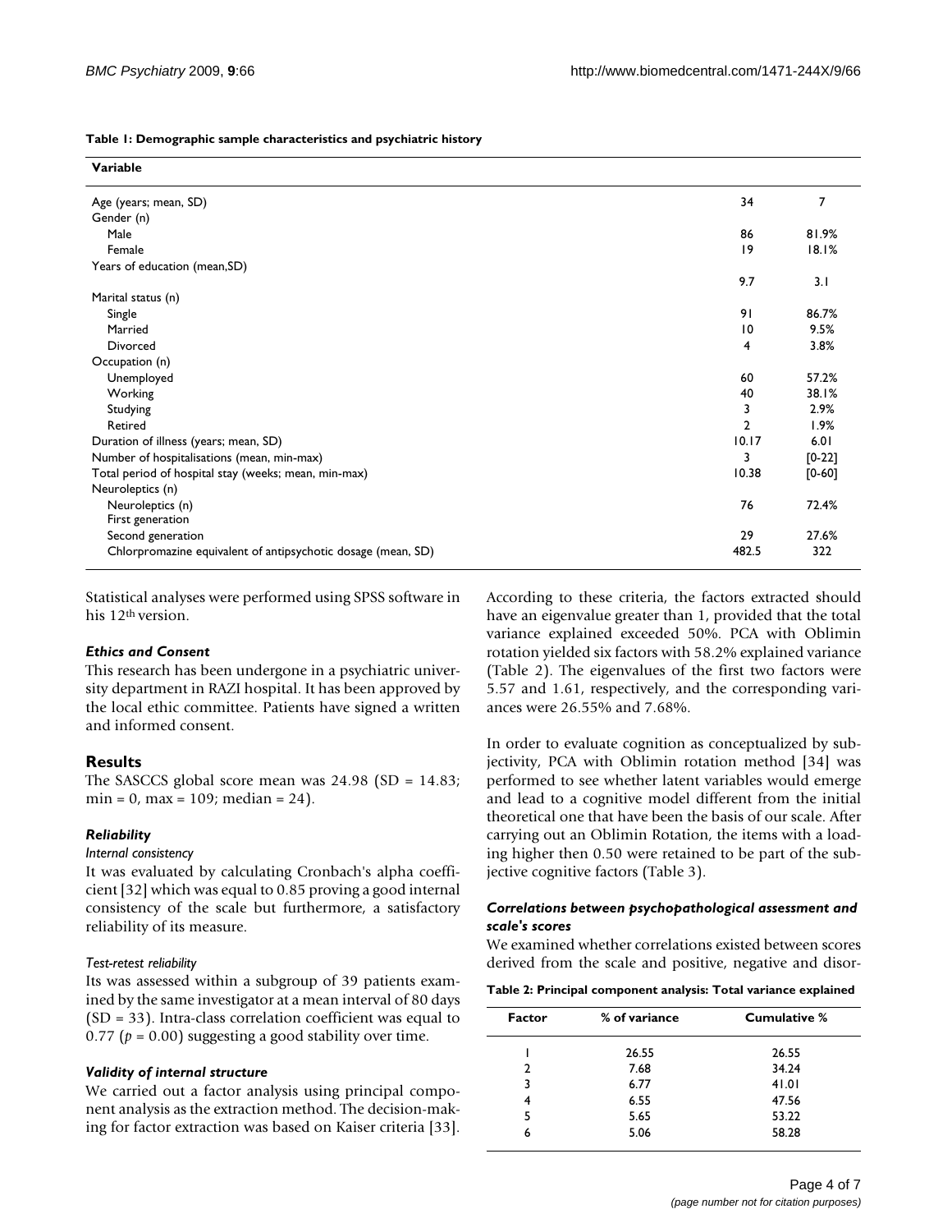**Table 1: Demographic sample characteristics and psychiatric history**

| Variable | | |
|---|---|---|
| Age (years; mean, SD) | 34 | 7 |
| Gender (n) | | |
| Male | 86 | 81.9% |
| Female | 19 | 18.1% |
| Years of education (mean,SD) | 9.7 | 3.1 |
| Marital status (n) | | |
| Single | 91 | 86.7% |
| Married | 10 | 9.5% |
| Divorced | 4 | 3.8% |
| Occupation (n) | | |
| Unemployed | 60 | 57.2% |
| Working | 40 | 38.1% |
| Studying | 3 | 2.9% |
| Retired | 2 | 1.9% |
| Duration of illness (years; mean, SD) | 10.17 | 6.01 |
| Number of hospitalisations (mean, min-max) | 3 | [0-22] |
| Total period of hospital stay (weeks; mean, min-max) | 10.38 | [0-60] |
| Neuroleptics (n) | | |
| Neuroleptics (n) First generation | 76 | 72.4% |
| Second generation | 29 | 27.6% |
| Chlorpromazine equivalent of antipsychotic dosage (mean, SD) | 482.5 | 322 |

Statistical analyses were performed using SPSS software in his 12th version.

### *Ethics and Consent*

This research has been undergone in a psychiatric university department in RAZI hospital. It has been approved by the local ethic committee. Patients have signed a written and informed consent.

## Results

The SASCCS global score mean was 24.98 (SD = 14.83; min = 0, max = 109; median = 24).

### *Reliability*

#### *Internal consistency*

It was evaluated by calculating Cronbach's alpha coefficient [32] which was equal to 0.85 proving a good internal consistency of the scale but furthermore, a satisfactory reliability of its measure.

#### *Test-retest reliability*

Its was assessed within a subgroup of 39 patients examined by the same investigator at a mean interval of 80 days (SD = 33). Intra-class correlation coefficient was equal to 0.77 ($p = 0.00$) suggesting a good stability over time.

### *Validity of internal structure*

We carried out a factor analysis using principal component analysis as the extraction method. The decision-making for factor extraction was based on Kaiser criteria [33]. According to these criteria, the factors extracted should have an eigenvalue greater than 1, provided that the total variance explained exceeded 50%. PCA with Oblimin rotation yielded six factors with 58.2% explained variance (Table 2). The eigenvalues of the first two factors were 5.57 and 1.61, respectively, and the corresponding variances were 26.55% and 7.68%.

In order to evaluate cognition as conceptualized by subjectivity, PCA with Oblimin rotation method [34] was performed to see whether latent variables would emerge and lead to a cognitive model different from the initial theoretical one that have been the basis of our scale. After carrying out an Oblimin Rotation, the items with a loading higher then 0.50 were retained to be part of the subjective cognitive factors (Table 3).

### *Correlations between psychopathological assessment and scale's scores*

We examined whether correlations existed between scores derived from the scale and positive, negative and disor-

**Table 2: Principal component analysis: Total variance explained**

| Factor | % of variance | Cumulative % |
|---|---|---|
| 1 | 26.55 | 26.55 |
| 2 | 7.68 | 34.24 |
| 3 | 6.77 | 41.01 |
| 4 | 6.55 | 47.56 |
| 5 | 5.65 | 53.22 |
| 6 | 5.06 | 58.28 |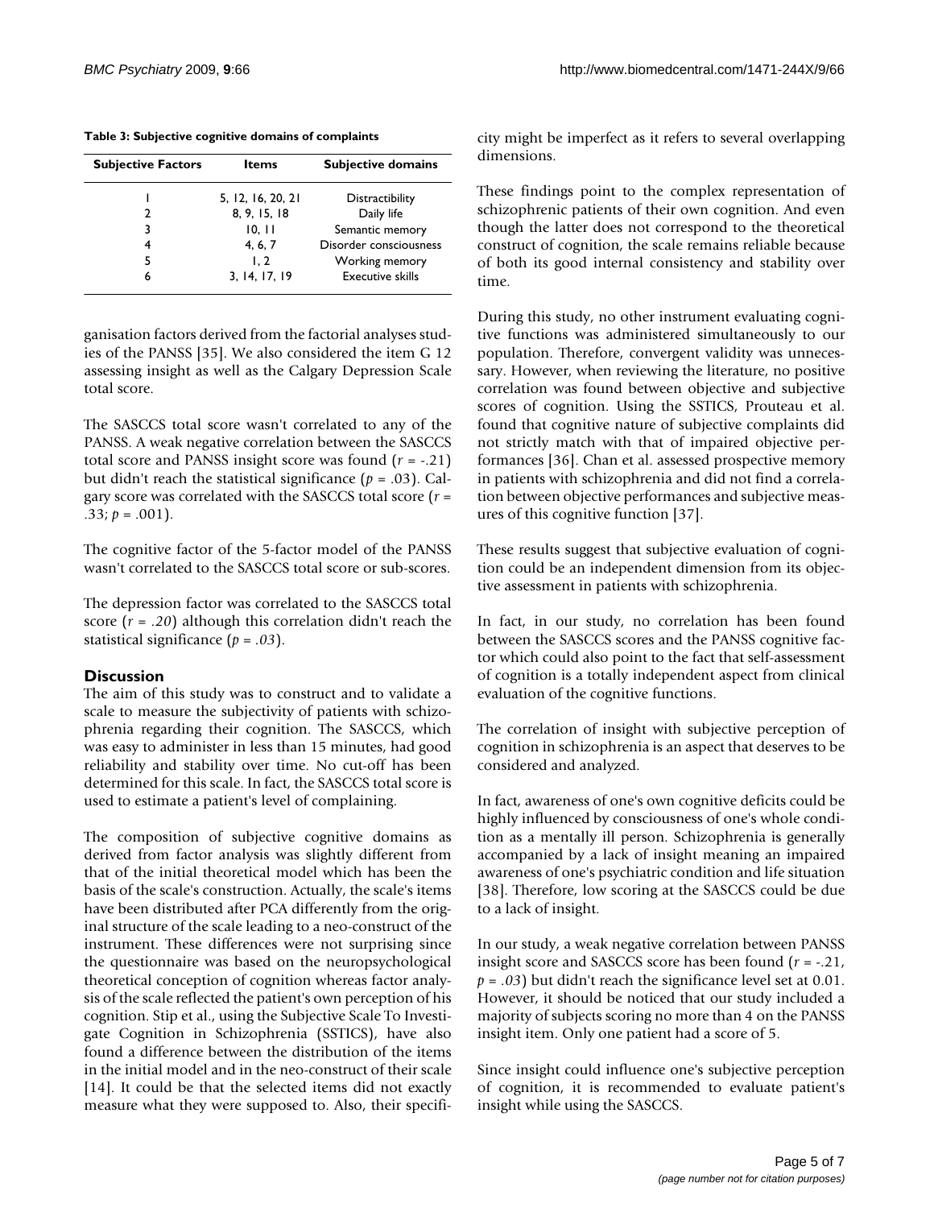**Table 3: Subjective cognitive domains of complaints**

| Subjective Factors | Items | Subjective domains |
|---|---|---|
| 1 | 5, 12, 16, 20, 21 | Distractibility |
| 2 | 8, 9, 15, 18 | Daily life |
| 3 | 10, 11 | Semantic memory |
| 4 | 4, 6, 7 | Disorder consciousness |
| 5 | 1, 2 | Working memory |
| 6 | 3, 14, 17, 19 | Executive skills |

ganisation factors derived from the factorial analyses studies of the PANSS [35]. We also considered the item G 12 assessing insight as well as the Calgary Depression Scale total score.

The SASCCS total score wasn't correlated to any of the PANSS. A weak negative correlation between the SASCCS total score and PANSS insight score was found ($r = -.21$) but didn't reach the statistical significance ($p = .03$). Calgary score was correlated with the SASCCS total score ($r = .33$; $p = .001$).

The cognitive factor of the 5-factor model of the PANSS wasn't correlated to the SASCCS total score or sub-scores.

The depression factor was correlated to the SASCCS total score ($r = .20$) although this correlation didn't reach the statistical significance ($p = .03$).

## Discussion

The aim of this study was to construct and to validate a scale to measure the subjectivity of patients with schizophrenia regarding their cognition. The SASCCS, which was easy to administer in less than 15 minutes, had good reliability and stability over time. No cut-off has been determined for this scale. In fact, the SASCCS total score is used to estimate a patient's level of complaining.

The composition of subjective cognitive domains as derived from factor analysis was slightly different from that of the initial theoretical model which has been the basis of the scale's construction. Actually, the scale's items have been distributed after PCA differently from the original structure of the scale leading to a neo-construct of the instrument. These differences were not surprising since the questionnaire was based on the neuropsychological theoretical conception of cognition whereas factor analysis of the scale reflected the patient's own perception of his cognition. Stip et al., using the Subjective Scale To Investigate Cognition in Schizophrenia (SSTICS), have also found a difference between the distribution of the items in the initial model and in the neo-construct of their scale [14]. It could be that the selected items did not exactly measure what they were supposed to. Also, their specificity might be imperfect as it refers to several overlapping dimensions.

These findings point to the complex representation of schizophrenic patients of their own cognition. And even though the latter does not correspond to the theoretical construct of cognition, the scale remains reliable because of both its good internal consistency and stability over time.

During this study, no other instrument evaluating cognitive functions was administered simultaneously to our population. Therefore, convergent validity was unnecessary. However, when reviewing the literature, no positive correlation was found between objective and subjective scores of cognition. Using the SSTICS, Prouteau et al. found that cognitive nature of subjective complaints did not strictly match with that of impaired objective performances [36]. Chan et al. assessed prospective memory in patients with schizophrenia and did not find a correlation between objective performances and subjective measures of this cognitive function [37].

These results suggest that subjective evaluation of cognition could be an independent dimension from its objective assessment in patients with schizophrenia.

In fact, in our study, no correlation has been found between the SASCCS scores and the PANSS cognitive factor which could also point to the fact that self-assessment of cognition is a totally independent aspect from clinical evaluation of the cognitive functions.

The correlation of insight with subjective perception of cognition in schizophrenia is an aspect that deserves to be considered and analyzed.

In fact, awareness of one's own cognitive deficits could be highly influenced by consciousness of one's whole condition as a mentally ill person. Schizophrenia is generally accompanied by a lack of insight meaning an impaired awareness of one's psychiatric condition and life situation [38]. Therefore, low scoring at the SASCCS could be due to a lack of insight.

In our study, a weak negative correlation between PANSS insight score and SASCCS score has been found ($r = -.21$, $p = .03$) but didn't reach the significance level set at 0.01. However, it should be noticed that our study included a majority of subjects scoring no more than 4 on the PANSS insight item. Only one patient had a score of 5.

Since insight could influence one's subjective perception of cognition, it is recommended to evaluate patient's insight while using the SASCCS.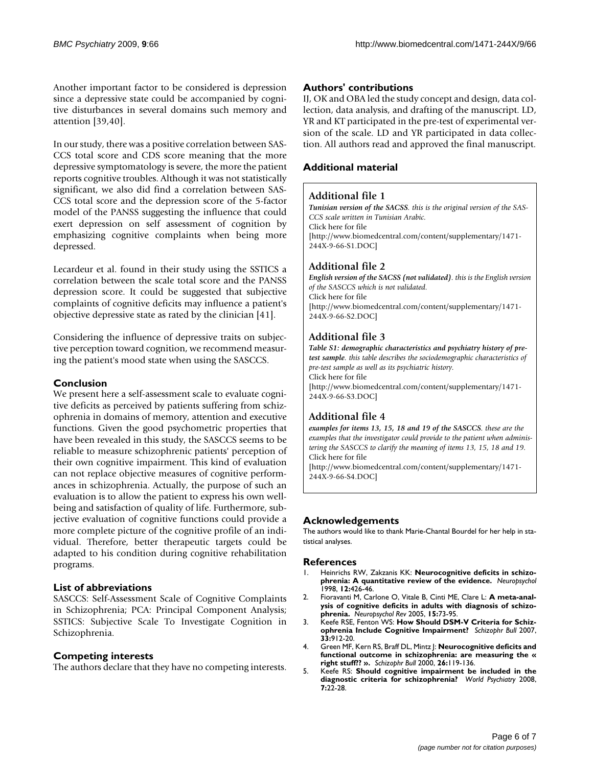Another important factor to be considered is depression since a depressive state could be accompanied by cognitive disturbances in several domains such memory and attention [39,40].

In our study, there was a positive correlation between SASCCS total score and CDS score meaning that the more depressive symptomatology is severe, the more the patient reports cognitive troubles. Although it was not statistically significant, we also did find a correlation between SASCCS total score and the depression score of the 5-factor model of the PANSS suggesting the influence that could exert depression on self assessment of cognition by emphasizing cognitive complaints when being more depressed.

Lecardeur et al. found in their study using the SSTICS a correlation between the scale total score and the PANSS depression score. It could be suggested that subjective complaints of cognitive deficits may influence a patient's objective depressive state as rated by the clinician [41].

Considering the influence of depressive traits on subjective perception toward cognition, we recommend measuring the patient's mood state when using the SASCCS.

## Conclusion

We present here a self-assessment scale to evaluate cognitive deficits as perceived by patients suffering from schizophrenia in domains of memory, attention and executive functions. Given the good psychometric properties that have been revealed in this study, the SASCCS seems to be reliable to measure schizophrenic patients' perception of their own cognitive impairment. This kind of evaluation can not replace objective measures of cognitive performances in schizophrenia. Actually, the purpose of such an evaluation is to allow the patient to express his own well-being and satisfaction of quality of life. Furthermore, subjective evaluation of cognitive functions could provide a more complete picture of the cognitive profile of an individual. Therefore, better therapeutic targets could be adapted to his condition during cognitive rehabilitation programs.

## List of abbreviations

SASCCS: Self-Assessment Scale of Cognitive Complaints in Schizophrenia; PCA: Principal Component Analysis; SSTICS: Subjective Scale To Investigate Cognition in Schizophrenia.

## Competing interests

The authors declare that they have no competing interests.

## Authors' contributions

IJ, OK and OBA led the study concept and design, data collection, data analysis, and drafting of the manuscript. LD, YR and KT participated in the pre-test of experimental version of the scale. LD and YR participated in data collection. All authors read and approved the final manuscript.

## Additional material

### Additional file 1

***Tunisian version of the SACSS**. this is the original version of the SASCCS scale written in Tunisian Arabic.*
Click here for file
[http://www.biomedcentral.com/content/supplementary/1471-244X-9-66-S1.DOC]

### Additional file 2

***English version of the SACSS (not validated)**. this is the English version of the SASCCS which is not validated.*
Click here for file
[http://www.biomedcentral.com/content/supplementary/1471-244X-9-66-S2.DOC]

### Additional file 3

***Table S1: demographic characteristics and psychiatry history of pre-test sample**. this table describes the sociodemographic characteristics of pre-test sample as well as its psychiatric history.*
Click here for file
[http://www.biomedcentral.com/content/supplementary/1471-244X-9-66-S3.DOC]

### Additional file 4

***examples for items 13, 15, 18 and 19 of the SASCCS**. these are the examples that the investigator could provide to the patient when administering the SASCCS to clarify the meaning of items 13, 15, 18 and 19.*
Click here for file
[http://www.biomedcentral.com/content/supplementary/1471-244X-9-66-S4.DOC]

## Acknowledgements

The authors would like to thank Marie-Chantal Bourdel for her help in statistical analyses.

## References

1. Heinrichs RW, Zakzanis KK: **Neurocognitive deficits in schizophrenia: A quantitative review of the evidence.** *Neuropsychol* 1998, **12:**426-46.
2. Fioravanti M, Carlone O, Vitale B, Cinti ME, Clare L: **A meta-analysis of cognitive deficits in adults with diagnosis of schizophrenia.** *Neuropsychol Rev* 2005, **15:**73-95.
3. Keefe RSE, Fenton WS: **How Should DSM-V Criteria for Schizophrenia Include Cognitive Impairment?** *Schizophr Bull* 2007, **33:**912-20.
4. Green MF, Kern RS, Braff DL, Mintz J: **Neurocognitive deficits and functional outcome in schizophrenia: are measuring the « right stuff?? ».** *Schizophr Bull* 2000, **26:**119-136.
5. Keefe RS: **Should cognitive impairment be included in the diagnostic criteria for schizophrenia?** *World Psychiatry* 2008, **7:**22-28.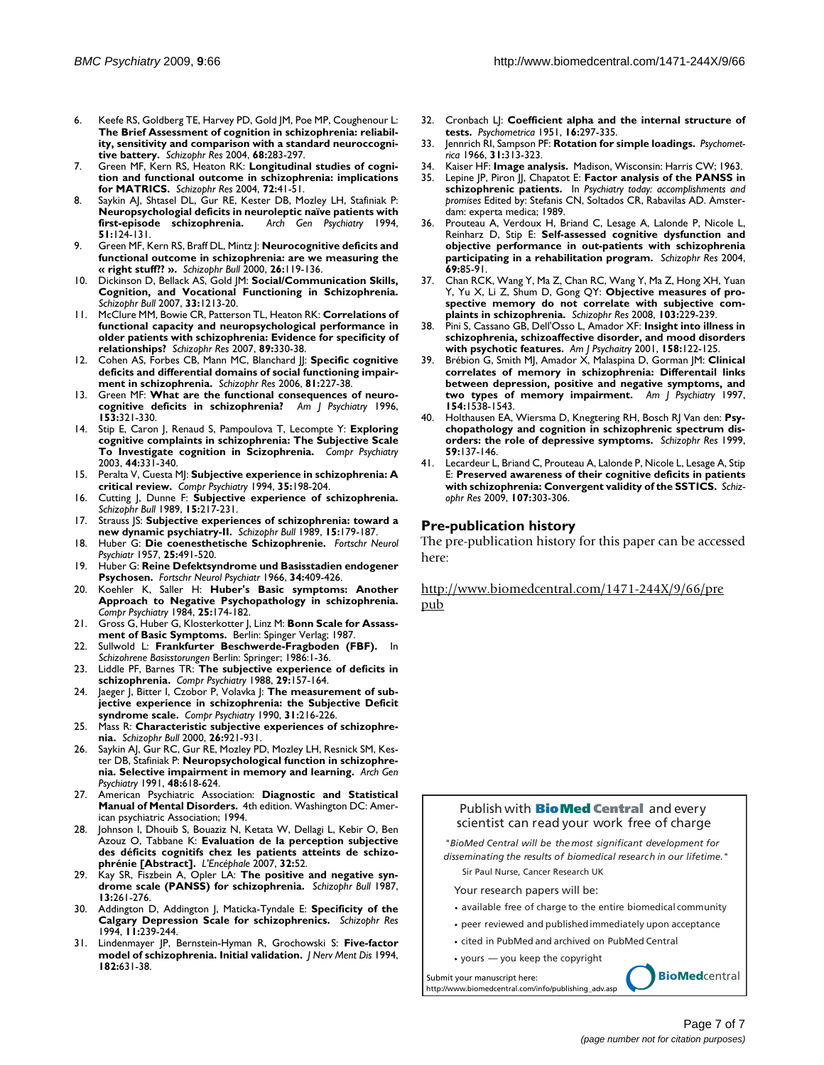6. Keefe RS, Goldberg TE, Harvey PD, Gold JM, Poe MP, Coughenour L: **The Brief Assessment of cognition in schizophrenia: reliability, sensitivity and comparison with a standard neurocognitive battery.** *Schizophr Res* 2004, **68:**283-297.
7. Green MF, Kern RS, Heaton RK: **Longitudinal studies of cognition and functional outcome in schizophrenia: implications for MATRICS.** *Schizophr Res* 2004, **72:**41-51.
8. Saykin AJ, Shtasel DL, Gur RE, Kester DB, Mozley LH, Stafiniak P: **Neuropsychologial deficits in neuroleptic naïve patients with first-episode schizophrenia.** *Arch Gen Psychiatry* 1994, **51:**124-131.
9. Green MF, Kern RS, Braff DL, Mintz J: **Neurocognitive deficits and functional outcome in schizophrenia: are we measuring the « right stuff?? ».** *Schizophr Bull* 2000, **26:**119-136.
10. Dickinson D, Bellack AS, Gold JM: **Social/Communication Skills, Cognition, and Vocational Functioning in Schizophrenia.** *Schizophr Bull* 2007, **33:**1213-20.
11. McClure MM, Bowie CR, Patterson TL, Heaton RK: **Correlations of functional capacity and neuropsychological performance in older patients with schizophrenia: Evidence for specificity of relationships?** *Schizophr Res* 2007, **89:**330-38.
12. Cohen AS, Forbes CB, Mann MC, Blanchard JJ: **Specific cognitive deficits and differential domains of social functioning impairment in schizophrenia.** *Schizophr Res* 2006, **81:**227-38.
13. Green MF: **What are the functional consequences of neurocognitive deficits in schizophrenia?** *Am J Psychiatry* 1996, **153:**321-330.
14. Stip E, Caron J, Renaud S, Pampoulova T, Lecompte Y: **Exploring cognitive complaints in schizophrenia: The Subjective Scale To Investigate cognition in Scizophrenia.** *Compr Psychiatry* 2003, **44:**331-340.
15. Peralta V, Cuesta MJ: **Subjective experience in schizophrenia: A critical review.** *Compr Psychiatry* 1994, **35:**198-204.
16. Cutting J, Dunne F: **Subjective experience of schizophrenia.** *Schizophr Bull* 1989, **15:**217-231.
17. Strauss JS: **Subjective experiences of schizophrenia: toward a new dynamic psychiatry-II.** *Schizophr Bull* 1989, **15:**179-187.
18. Huber G: **Die coenesthetische Schizophrenie.** *Fortschr Neurol Psychiatr* 1957, **25:**491-520.
19. Huber G: **Reine Defektsyndrome und Basisstadien endogener Psychosen.** *Fortschr Neurol Psychiatr* 1966, **34:**409-426.
20. Koehler K, Saller H: **Huber's Basic symptoms: Another Approach to Negative Psychopathology in schizophrenia.** *Compr Psychiatry* 1984, **25:**174-182.
21. Gross G, Huber G, Klosterkotter J, Linz M: **Bonn Scale for Assessment of Basic Symptoms.** Berlin: Spinger Verlag; 1987.
22. Sullwold L: **Frankfurter Beschwerde-Fragboden (FBF).** In *Schizohrene Basisstorungen* Berlin: Springer; 1986:1-36.
23. Liddle PF, Barnes TR: **The subjective experience of deficits in schizophrenia.** *Compr Psychiatry* 1988, **29:**157-164.
24. Jaeger J, Bitter I, Czobor P, Volavka J: **The measurement of subjective experience in schizophrenia: the Subjective Deficit syndrome scale.** *Compr Psychiatry* 1990, **31:**216-226.
25. Mass R: **Characteristic subjective experiences of schizophrenia.** *Schizophr Bull* 2000, **26:**921-931.
26. Saykin AJ, Gur RC, Gur RE, Mozley PD, Mozley LH, Resnick SM, Kester DB, Stafiniak P: **Neuropsychological function in schizophrenia. Selective impairment in memory and learning.** *Arch Gen Psychiatry* 1991, **48:**618-624.
27. American Psychiatric Association: **Diagnostic and Statistical Manual of Mental Disorders.** 4th edition. Washington DC: American psychiatric Association; 1994.
28. Johnson I, Dhouib S, Bouaziz N, Ketata W, Dellagi L, Kebir O, Ben Azouz O, Tabbane K: **Evaluation de la perception subjective des déficits cognitifs chez les patients atteints de schizophrénie [Abstract].** *L'Encéphale* 2007, **32:**52.
29. Kay SR, Fiszbein A, Opler LA: **The positive and negative syndrome scale (PANSS) for schizophrenia.** *Schizophr Bull* 1987, **13:**261-276.
30. Addington D, Addington J, Maticka-Tyndale E: **Specificity of the Calgary Depression Scale for schizophrenics.** *Schizophr Res* 1994, **11:**239-244.
31. Lindenmayer JP, Bernstein-Hyman R, Grochowski S: **Five-factor model of schizophrenia. Initial validation.** *J Nerv Ment Dis* 1994, **182:**631-38.
32. Cronbach LJ: **Coefficient alpha and the internal structure of tests.** *Psychometrica* 1951, **16:**297-335.
33. Jennrich RI, Sampson PF: **Rotation for simple loadings.** *Psychometrica* 1966, **31:**313-323.
34. Kaiser HF: **Image analysis.** Madison, Wisconsin: Harris CW; 1963.
35. Lepine JP, Piron JJ, Chapatot E: **Factor analysis of the PANSS in schizophrenic patients.** In *Psychiatry today: accomplishments and promises* Edited by: Stefanis CN, Soltados CR, Rabavilas AD. Amsterdam: experta medica; 1989.
36. Prouteau A, Verdoux H, Briand C, Lesage A, Lalonde P, Nicole L, Reinharz D, Stip E: **Self-assessed cognitive dysfunction and objective performance in out-patients with schizophrenia participating in a rehabilitation program.** *Schizophr Res* 2004, **69:**85-91.
37. Chan RCK, Wang Y, Ma Z, Chan RC, Wang Y, Ma Z, Hong XH, Yuan Y, Yu X, Li Z, Shum D, Gong QY: **Objective measures of prospective memory do not correlate with subjective complaints in schizophrenia.** *Schizophr Res* 2008, **103:**229-239.
38. Pini S, Cassano GB, Dell'Osso L, Amador XF: **Insight into illness in schizophrenia, schizoaffective disorder, and mood disorders with psychotic features.** *Am J Psychaitry* 2001, **158:**122-125.
39. Brébion G, Smith MJ, Amador X, Malaspina D, Gorman JM: **Clinical correlates of memory in schizophrenia: Differentail links between depression, positive and negative symptoms, and two types of memory impairment.** *Am J Psychiatry* 1997, **154:**1538-1543.
40. Holthausen EA, Wiersma D, Knegtering RH, Bosch RJ Van den: **Psychopathology and cognition in schizophrenic spectrum disorders: the role of depressive symptoms.** *Schizophr Res* 1999, **59:**137-146.
41. Lecardeur L, Briand C, Prouteau A, Lalonde P, Nicole L, Lesage A, Stip E: **Preserved awareness of their cognitive deficits in patients with schizophrenia: Convergent validity of the SSTICS.** *Schizophr Res* 2009, **107:**303-306.

## Pre-publication history

The pre-publication history for this paper can be accessed here:

http://www.biomedcentral.com/1471-244X/9/66/prepub

Publish with **BioMed Central** and every scientist can read your work free of charge

*"BioMed Central will be the most significant development for disseminating the results of biomedical research in our lifetime."*

Sir Paul Nurse, Cancer Research UK

Your research papers will be:

- available free of charge to the entire biomedical community
- peer reviewed and published immediately upon acceptance
- cited in PubMed and archived on PubMed Central
- yours — you keep the copyright

Submit your manuscript here:
http://www.biomedcentral.com/info/publishing_adv.asp

BioMedcentral